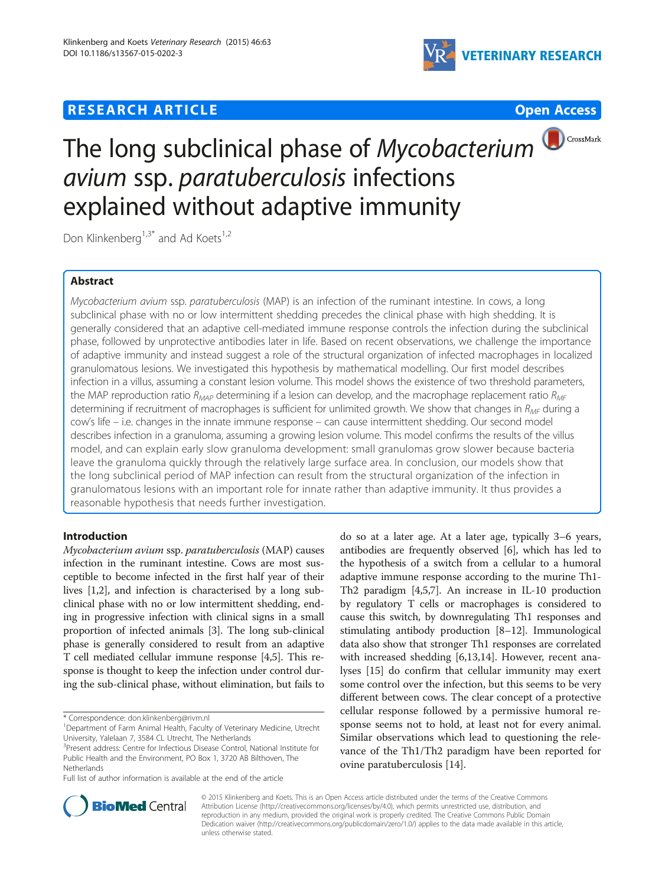RESEARCH ARTICLE

Open Access

# The long subclinical phase of *Mycobacterium avium* ssp. *paratuberculosis* infections explained without adaptive immunity

Don Klinkenberg[1,3*] and Ad Koets[1,2]

## Abstract

*Mycobacterium avium* ssp. *paratuberculosis* (MAP) is an infection of the ruminant intestine. In cows, a long subclinical phase with no or low intermittent shedding precedes the clinical phase with high shedding. It is generally considered that an adaptive cell-mediated immune response controls the infection during the subclinical phase, followed by unprotective antibodies later in life. Based on recent observations, we challenge the importance of adaptive immunity and instead suggest a role of the structural organization of infected macrophages in localized granulomatous lesions. We investigated this hypothesis by mathematical modelling. Our first model describes infection in a villus, assuming a constant lesion volume. This model shows the existence of two threshold parameters, the MAP reproduction ratio $R_{MAP}$ determining if a lesion can develop, and the macrophage replacement ratio $R_{MF}$ determining if recruitment of macrophages is sufficient for unlimited growth. We show that changes in $R_{MF}$ during a cow's life – i.e. changes in the innate immune response – can cause intermittent shedding. Our second model describes infection in a granuloma, assuming a growing lesion volume. This model confirms the results of the villus model, and can explain early slow granuloma development: small granulomas grow slower because bacteria leave the granuloma quickly through the relatively large surface area. In conclusion, our models show that the long subclinical period of MAP infection can result from the structural organization of the infection in granulomatous lesions with an important role for innate rather than adaptive immunity. It thus provides a reasonable hypothesis that needs further investigation.

## Introduction

*Mycobacterium avium* ssp. *paratuberculosis* (MAP) causes infection in the ruminant intestine. Cows are most susceptible to become infected in the first half year of their lives [1,2], and infection is characterised by a long subclinical phase with no or low intermittent shedding, ending in progressive infection with clinical signs in a small proportion of infected animals [3]. The long sub-clinical phase is generally considered to result from an adaptive T cell mediated cellular immune response [4,5]. This response is thought to keep the infection under control during the sub-clinical phase, without elimination, but fails to do so at a later age. At a later age, typically 3–6 years, antibodies are frequently observed [6], which has led to the hypothesis of a switch from a cellular to a humoral adaptive immune response according to the murine Th1-Th2 paradigm [4,5,7]. An increase in IL-10 production by regulatory T cells or macrophages is considered to cause this switch, by downregulating Th1 responses and stimulating antibody production [8–12]. Immunological data also show that stronger Th1 responses are correlated with increased shedding [6,13,14]. However, recent analyses [15] do confirm that cellular immunity may exert some control over the infection, but this seems to be very different between cows. The clear concept of a protective cellular response followed by a permissive humoral response seems not to hold, at least not for every animal. Similar observations which lead to questioning the relevance of the Th1/Th2 paradigm have been reported for ovine paratuberculosis [14].

\* Correspondence: don.klinkenberg@rivm.nl

[1]Department of Farm Animal Health, Faculty of Veterinary Medicine, Utrecht University, Yalelaan 7, 3584 CL Utrecht, The Netherlands

[3]Present address: Centre for Infectious Disease Control, National Institute for Public Health and the Environment, PO Box 1, 3720 AB Bilthoven, The Netherlands

Full list of author information is available at the end of the article

© 2015 Klinkenberg and Koets. This is an Open Access article distributed under the terms of the Creative Commons Attribution License (http://creativecommons.org/licenses/by/4.0), which permits unrestricted use, distribution, and reproduction in any medium, provided the original work is properly credited. The Creative Commons Public Domain Dedication waiver (http://creativecommons.org/publicdomain/zero/1.0/) applies to the data made available in this article, unless otherwise stated.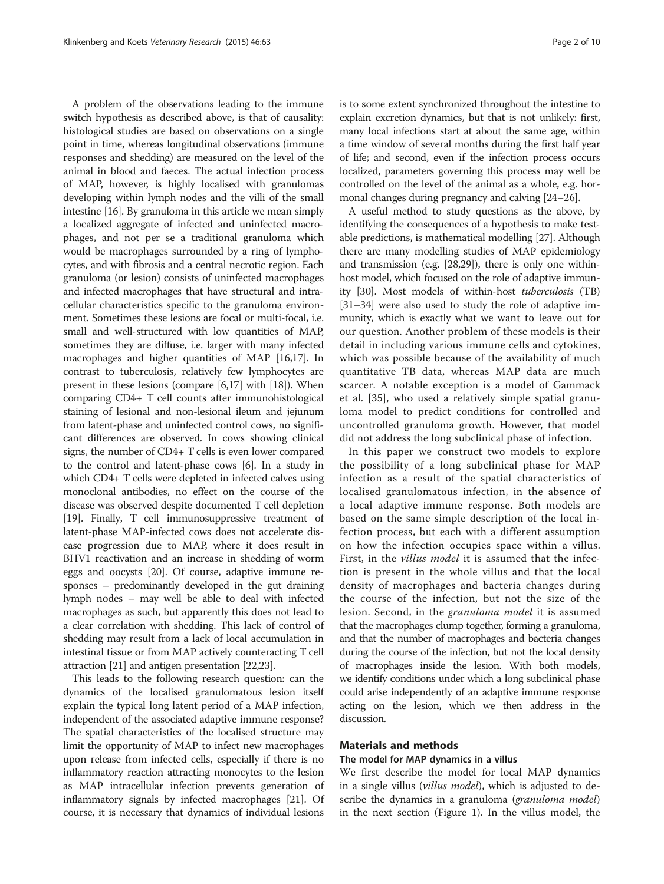A problem of the observations leading to the immune switch hypothesis as described above, is that of causality: histological studies are based on observations on a single point in time, whereas longitudinal observations (immune responses and shedding) are measured on the level of the animal in blood and faeces. The actual infection process of MAP, however, is highly localised with granulomas developing within lymph nodes and the villi of the small intestine [16]. By granuloma in this article we mean simply a localized aggregate of infected and uninfected macrophages, and not per se a traditional granuloma which would be macrophages surrounded by a ring of lymphocytes, and with fibrosis and a central necrotic region. Each granuloma (or lesion) consists of uninfected macrophages and infected macrophages that have structural and intracellular characteristics specific to the granuloma environment. Sometimes these lesions are focal or multi-focal, i.e. small and well-structured with low quantities of MAP, sometimes they are diffuse, i.e. larger with many infected macrophages and higher quantities of MAP [16,17]. In contrast to tuberculosis, relatively few lymphocytes are present in these lesions (compare [6,17] with [18]). When comparing CD4+ T cell counts after immunohistological staining of lesional and non-lesional ileum and jejunum from latent-phase and uninfected control cows, no significant differences are observed. In cows showing clinical signs, the number of CD4+ T cells is even lower compared to the control and latent-phase cows [6]. In a study in which CD4+ T cells were depleted in infected calves using monoclonal antibodies, no effect on the course of the disease was observed despite documented T cell depletion [19]. Finally, T cell immunosuppressive treatment of latent-phase MAP-infected cows does not accelerate disease progression due to MAP, where it does result in BHV1 reactivation and an increase in shedding of worm eggs and oocysts [20]. Of course, adaptive immune responses – predominantly developed in the gut draining lymph nodes – may well be able to deal with infected macrophages as such, but apparently this does not lead to a clear correlation with shedding. This lack of control of shedding may result from a lack of local accumulation in intestinal tissue or from MAP actively counteracting T cell attraction [21] and antigen presentation [22,23].

This leads to the following research question: can the dynamics of the localised granulomatous lesion itself explain the typical long latent period of a MAP infection, independent of the associated adaptive immune response? The spatial characteristics of the localised structure may limit the opportunity of MAP to infect new macrophages upon release from infected cells, especially if there is no inflammatory reaction attracting monocytes to the lesion as MAP intracellular infection prevents generation of inflammatory signals by infected macrophages [21]. Of course, it is necessary that dynamics of individual lesions is to some extent synchronized throughout the intestine to explain excretion dynamics, but that is not unlikely: first, many local infections start at about the same age, within a time window of several months during the first half year of life; and second, even if the infection process occurs localized, parameters governing this process may well be controlled on the level of the animal as a whole, e.g. hormonal changes during pregnancy and calving [24–26].

A useful method to study questions as the above, by identifying the consequences of a hypothesis to make testable predictions, is mathematical modelling [27]. Although there are many modelling studies of MAP epidemiology and transmission (e.g. [28,29]), there is only one within-host model, which focused on the role of adaptive immunity [30]. Most models of within-host *tuberculosis* (TB) [31–34] were also used to study the role of adaptive immunity, which is exactly what we want to leave out for our question. Another problem of these models is their detail in including various immune cells and cytokines, which was possible because of the availability of much quantitative TB data, whereas MAP data are much scarcer. A notable exception is a model of Gammack et al. [35], who used a relatively simple spatial granuloma model to predict conditions for controlled and uncontrolled granuloma growth. However, that model did not address the long subclinical phase of infection.

In this paper we construct two models to explore the possibility of a long subclinical phase for MAP infection as a result of the spatial characteristics of localised granulomatous infection, in the absence of a local adaptive immune response. Both models are based on the same simple description of the local infection process, but each with a different assumption on how the infection occupies space within a villus. First, in the *villus model* it is assumed that the infection is present in the whole villus and that the local density of macrophages and bacteria changes during the course of the infection, but not the size of the lesion. Second, in the *granuloma model* it is assumed that the macrophages clump together, forming a granuloma, and that the number of macrophages and bacteria changes during the course of the infection, but not the local density of macrophages inside the lesion. With both models, we identify conditions under which a long subclinical phase could arise independently of an adaptive immune response acting on the lesion, which we then address in the discussion.

## Materials and methods

### The model for MAP dynamics in a villus

We first describe the model for local MAP dynamics in a single villus (*villus model*), which is adjusted to describe the dynamics in a granuloma (*granuloma model*) in the next section (Figure 1). In the villus model, the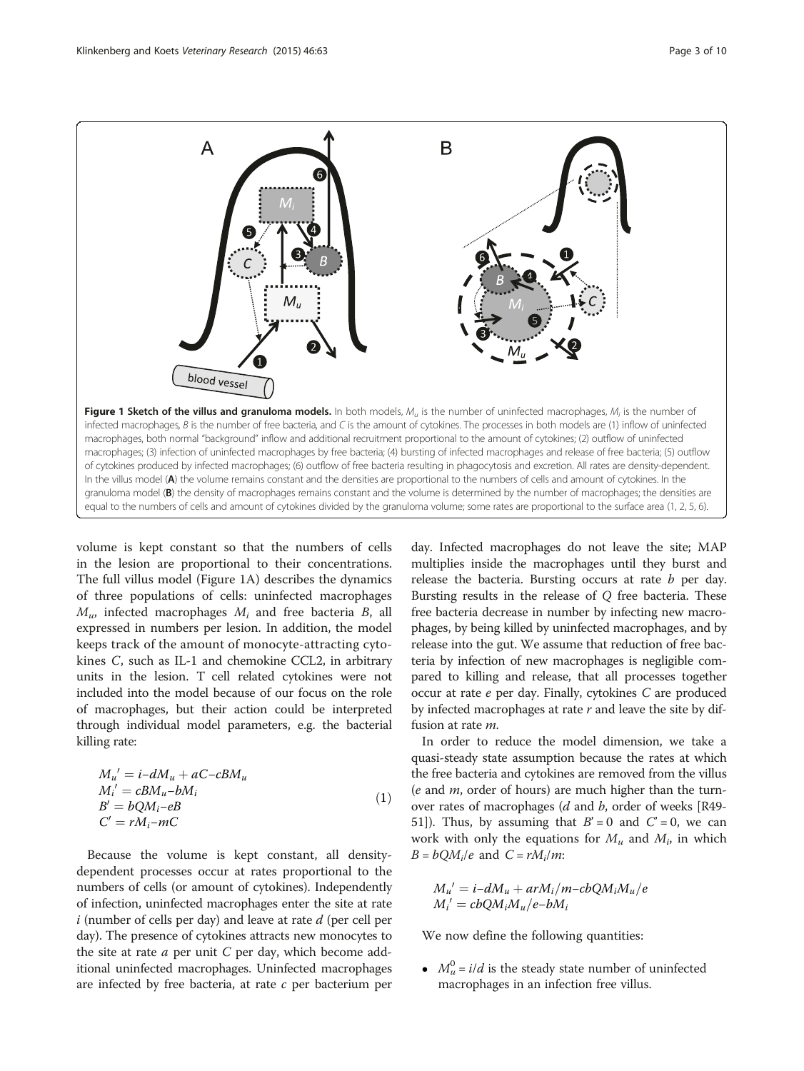**Figure 1 Sketch of the villus and granuloma models.** In both models, $M_u$ is the number of uninfected macrophages, $M_i$ is the number of infected macrophages, $B$ is the number of free bacteria, and $C$ is the amount of cytokines. The processes in both models are (1) inflow of uninfected macrophages, both normal "background" inflow and additional recruitment proportional to the amount of cytokines; (2) outflow of uninfected macrophages; (3) infection of uninfected macrophages by free bacteria; (4) bursting of infected macrophages and release of free bacteria; (5) outflow of cytokines produced by infected macrophages; (6) outflow of free bacteria resulting in phagocytosis and excretion. All rates are density-dependent. In the villus model (**A**) the volume remains constant and the densities are proportional to the numbers of cells and amount of cytokines. In the granuloma model (**B**) the density of macrophages remains constant and the volume is determined by the number of macrophages; the densities are equal to the numbers of cells and amount of cytokines divided by the granuloma volume; some rates are proportional to the surface area (1, 2, 5, 6).

volume is kept constant so that the numbers of cells in the lesion are proportional to their concentrations. The full villus model (Figure 1A) describes the dynamics of three populations of cells: uninfected macrophages $M_u$, infected macrophages $M_i$ and free bacteria $B$, all expressed in numbers per lesion. In addition, the model keeps track of the amount of monocyte-attracting cytokines $C$, such as IL-1 and chemokine CCL2, in arbitrary units in the lesion. T cell related cytokines were not included into the model because of our focus on the role of macrophages, but their action could be interpreted through individual model parameters, e.g. the bacterial killing rate:

$$
\begin{aligned}
M_u{}' &= i - dM_u + aC - cBM_u \\
M_i{}' &= cBM_u - bM_i \\
B' &= bQM_i - eB \\
C' &= rM_i - mC
\end{aligned}
\tag{1}
$$

Because the volume is kept constant, all density-dependent processes occur at rates proportional to the numbers of cells (or amount of cytokines). Independently of infection, uninfected macrophages enter the site at rate $i$ (number of cells per day) and leave at rate $d$ (per cell per day). The presence of cytokines attracts new monocytes to the site at rate $a$ per unit $C$ per day, which become additional uninfected macrophages. Uninfected macrophages are infected by free bacteria, at rate $c$ per bacterium per day. Infected macrophages do not leave the site; MAP multiplies inside the macrophages until they burst and release the bacteria. Bursting occurs at rate $b$ per day. Bursting results in the release of $Q$ free bacteria. These free bacteria decrease in number by infecting new macrophages, by being killed by uninfected macrophages, and by release into the gut. We assume that reduction of free bacteria by infection of new macrophages is negligible compared to killing and release, that all processes together occur at rate $e$ per day. Finally, cytokines $C$ are produced by infected macrophages at rate $r$ and leave the site by diffusion at rate $m$.

In order to reduce the model dimension, we take a quasi-steady state assumption because the rates at which the free bacteria and cytokines are removed from the villus ($e$ and $m$, order of hours) are much higher than the turnover rates of macrophages ($d$ and $b$, order of weeks [R49-51]). Thus, by assuming that $B' = 0$ and $C' = 0$, we can work with only the equations for $M_u$ and $M_i$, in which $B = bQM_i/e$ and $C = rM_i/m$:

$$
\begin{aligned}
M_u{}' &= i - dM_u + arM_i/m - cbQM_iM_u/e \\
M_i{}' &= cbQM_iM_u/e - bM_i
\end{aligned}
$$

We now define the following quantities:

- $M_u^0 = i/d$ is the steady state number of uninfected macrophages in an infection free villus.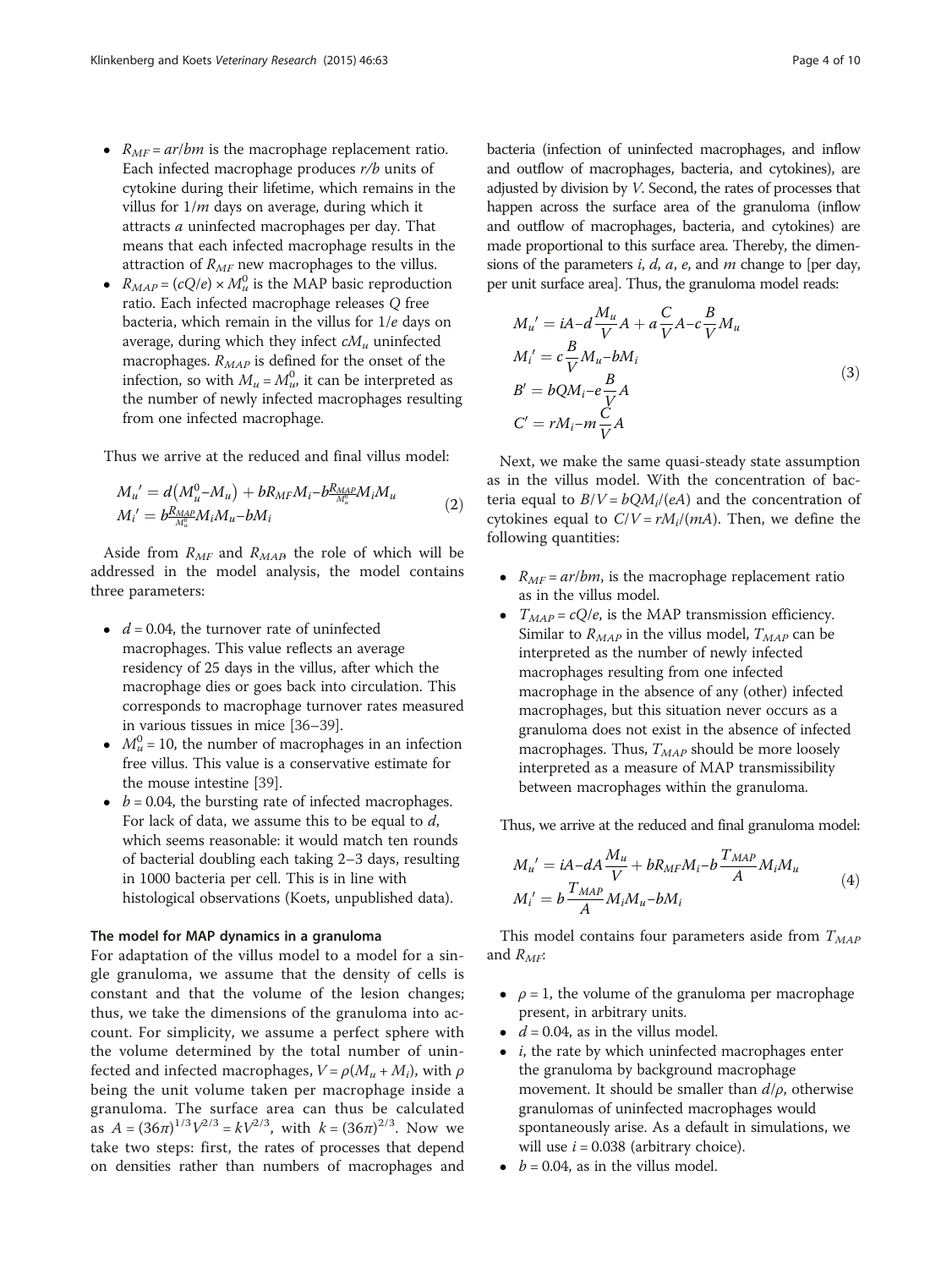- $R_{MF} = ar/bm$ is the macrophage replacement ratio. Each infected macrophage produces $r/b$ units of cytokine during their lifetime, which remains in the villus for $1/m$ days on average, during which it attracts $a$ uninfected macrophages per day. That means that each infected macrophage results in the attraction of $R_{MF}$ new macrophages to the villus.
- $R_{MAP} = (cQ/e) \times M_u^0$ is the MAP basic reproduction ratio. Each infected macrophage releases $Q$ free bacteria, which remain in the villus for $1/e$ days on average, during which they infect $cM_u$ uninfected macrophages. $R_{MAP}$ is defined for the onset of the infection, so with $M_u = M_u^0$, it can be interpreted as the number of newly infected macrophages resulting from one infected macrophage.

Thus we arrive at the reduced and final villus model:

$$
\begin{aligned}
M_u{}' &= d\left(M_u^0 - M_u\right) + bR_{MF}M_i - b\frac{R_{MAP}}{M_u^0}M_iM_u \\
M_i{}' &= b\frac{R_{MAP}}{M_u^0}M_iM_u - bM_i
\end{aligned}
\tag{2}
$$

Aside from $R_{MF}$ and $R_{MAP}$, the role of which will be addressed in the model analysis, the model contains three parameters:

- $d = 0.04$, the turnover rate of uninfected macrophages. This value reflects an average residency of 25 days in the villus, after which the macrophage dies or goes back into circulation. This corresponds to macrophage turnover rates measured in various tissues in mice [36–39].
- $M_u^0 = 10$, the number of macrophages in an infection free villus. This value is a conservative estimate for the mouse intestine [39].
- $b = 0.04$, the bursting rate of infected macrophages. For lack of data, we assume this to be equal to $d$, which seems reasonable: it would match ten rounds of bacterial doubling each taking 2–3 days, resulting in 1000 bacteria per cell. This is in line with histological observations (Koets, unpublished data).

### The model for MAP dynamics in a granuloma

For adaptation of the villus model to a model for a single granuloma, we assume that the density of cells is constant and that the volume of the lesion changes; thus, we take the dimensions of the granuloma into account. For simplicity, we assume a perfect sphere with the volume determined by the total number of uninfected and infected macrophages, $V = \rho(M_u + M_i)$, with $\rho$ being the unit volume taken per macrophage inside a granuloma. The surface area can thus be calculated as $A = (36\pi)^{1/3}V^{2/3} = kV^{2/3}$, with $k = (36\pi)^{2/3}$. Now we take two steps: first, the rates of processes that depend on densities rather than numbers of macrophages and bacteria (infection of uninfected macrophages, and inflow and outflow of macrophages, bacteria, and cytokines), are adjusted by division by $V$. Second, the rates of processes that happen across the surface area of the granuloma (inflow and outflow of macrophages, bacteria, and cytokines) are made proportional to this surface area. Thereby, the dimensions of the parameters $i$, $d$, $a$, $e$, and $m$ change to [per day, per unit surface area]. Thus, the granuloma model reads:

$$
\begin{aligned}
M_u{}' &= iA - d\frac{M_u}{V}A + a\frac{C}{V}A - c\frac{B}{V}M_u \\
M_i{}' &= c\frac{B}{V}M_u - bM_i \\
B' &= bQM_i - e\frac{B}{V}A \\
C' &= rM_i - m\frac{C}{V}A
\end{aligned}
\tag{3}
$$

Next, we make the same quasi-steady state assumption as in the villus model. With the concentration of bacteria equal to $B/V = bQM_i/(eA)$ and the concentration of cytokines equal to $C/V = rM_i/(mA)$. Then, we define the following quantities:

- $R_{MF} = ar/bm$, is the macrophage replacement ratio as in the villus model.
- $T_{MAP} = cQ/e$, is the MAP transmission efficiency. Similar to $R_{MAP}$ in the villus model, $T_{MAP}$ can be interpreted as the number of newly infected macrophages resulting from one infected macrophage in the absence of any (other) infected macrophages, but this situation never occurs as a granuloma does not exist in the absence of infected macrophages. Thus, $T_{MAP}$ should be more loosely interpreted as a measure of MAP transmissibility between macrophages within the granuloma.

Thus, we arrive at the reduced and final granuloma model:

$$
\begin{aligned}
M_u{}' &= iA - dA\frac{M_u}{V} + bR_{MF}M_i - b\frac{T_{MAP}}{A}M_iM_u \\
M_i{}' &= b\frac{T_{MAP}}{A}M_iM_u - bM_i
\end{aligned}
\tag{4}
$$

This model contains four parameters aside from $T_{MAP}$ and $R_{MF}$:

- $\rho = 1$, the volume of the granuloma per macrophage present, in arbitrary units.
- $d = 0.04$, as in the villus model.
- $i$, the rate by which uninfected macrophages enter the granuloma by background macrophage movement. It should be smaller than $d/\rho$, otherwise granulomas of uninfected macrophages would spontaneously arise. As a default in simulations, we will use $i = 0.038$ (arbitrary choice).
- $b = 0.04$, as in the villus model.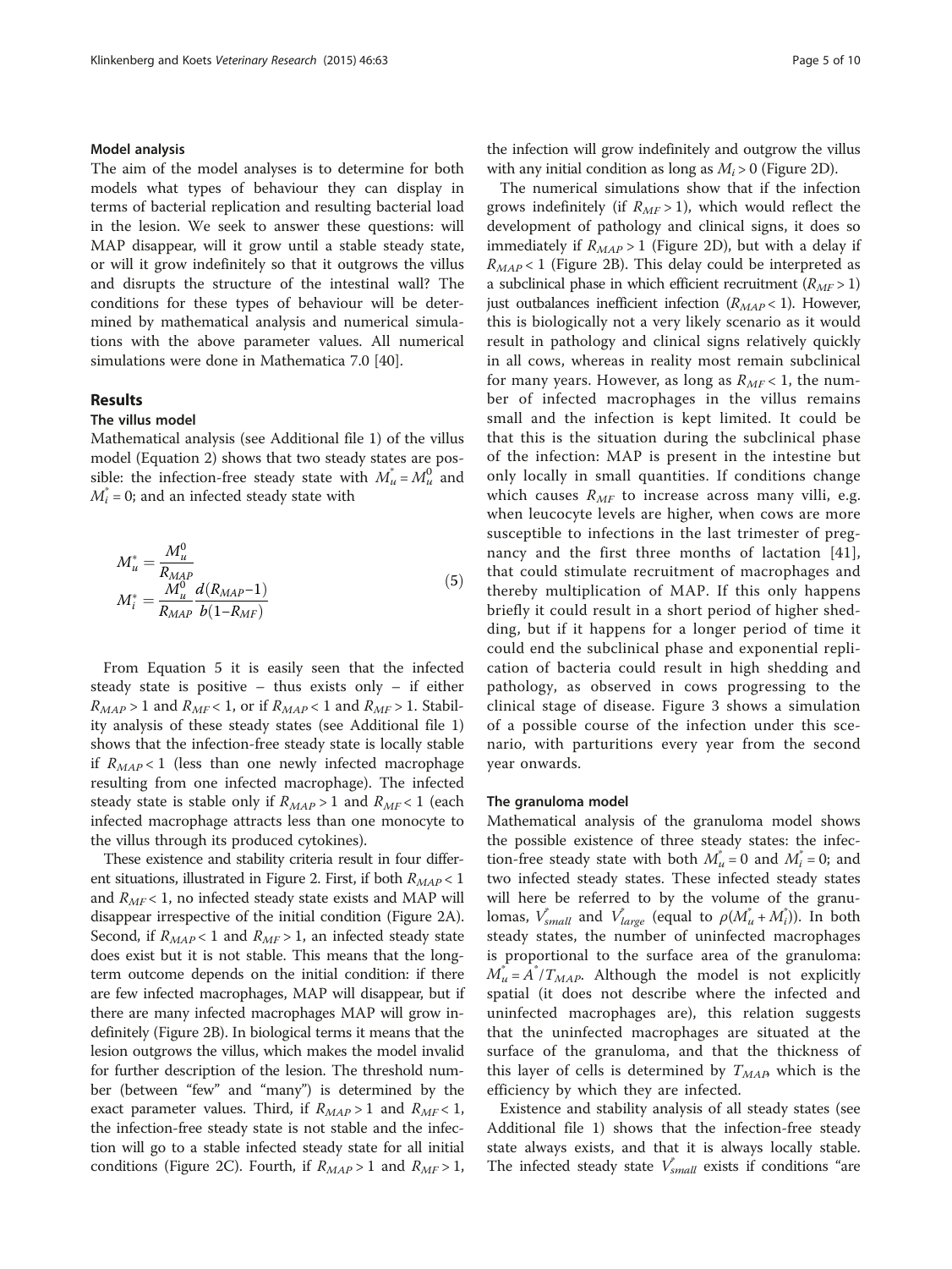### Model analysis

The aim of the model analyses is to determine for both models what types of behaviour they can display in terms of bacterial replication and resulting bacterial load in the lesion. We seek to answer these questions: will MAP disappear, will it grow until a stable steady state, or will it grow indefinitely so that it outgrows the villus and disrupts the structure of the intestinal wall? The conditions for these types of behaviour will be determined by mathematical analysis and numerical simulations with the above parameter values. All numerical simulations were done in Mathematica 7.0 [40].

## Results

### The villus model

Mathematical analysis (see Additional file 1) of the villus model (Equation 2) shows that two steady states are possible: the infection-free steady state with $M_u^* = M_u^0$ and $M_i^* = 0$; and an infected steady state with

$$
\begin{aligned}
M_u^* &= \frac{M_u^0}{R_{MAP}} \\
M_i^* &= \frac{M_u^0}{R_{MAP}} \frac{d(R_{MAP}-1)}{b(1-R_{MF})}
\end{aligned}
\tag{5}
$$

From Equation 5 it is easily seen that the infected steady state is positive – thus exists only – if either $R_{MAP} > 1$ and $R_{MF} < 1$, or if $R_{MAP} < 1$ and $R_{MF} > 1$. Stability analysis of these steady states (see Additional file 1) shows that the infection-free steady state is locally stable if $R_{MAP} < 1$ (less than one newly infected macrophage resulting from one infected macrophage). The infected steady state is stable only if $R_{MAP} > 1$ and $R_{MF} < 1$ (each infected macrophage attracts less than one monocyte to the villus through its produced cytokines).

These existence and stability criteria result in four different situations, illustrated in Figure 2. First, if both $R_{MAP} < 1$ and $R_{MF} < 1$, no infected steady state exists and MAP will disappear irrespective of the initial condition (Figure 2A). Second, if $R_{MAP} < 1$ and $R_{MF} > 1$, an infected steady state does exist but it is not stable. This means that the long-term outcome depends on the initial condition: if there are few infected macrophages, MAP will disappear, but if there are many infected macrophages MAP will grow indefinitely (Figure 2B). In biological terms it means that the lesion outgrows the villus, which makes the model invalid for further description of the lesion. The threshold number (between "few" and "many") is determined by the exact parameter values. Third, if $R_{MAP} > 1$ and $R_{MF} < 1$, the infection-free steady state is not stable and the infection will go to a stable infected steady state for all initial conditions (Figure 2C). Fourth, if $R_{MAP} > 1$ and $R_{MF} > 1$, the infection will grow indefinitely and outgrow the villus with any initial condition as long as $M_i > 0$ (Figure 2D).

The numerical simulations show that if the infection grows indefinitely (if $R_{MF} > 1$), which would reflect the development of pathology and clinical signs, it does so immediately if $R_{MAP} > 1$ (Figure 2D), but with a delay if $R_{MAP} < 1$ (Figure 2B). This delay could be interpreted as a subclinical phase in which efficient recruitment ($R_{MF} > 1$) just outbalances inefficient infection ($R_{MAP} < 1$). However, this is biologically not a very likely scenario as it would result in pathology and clinical signs relatively quickly in all cows, whereas in reality most remain subclinical for many years. However, as long as $R_{MF} < 1$, the number of infected macrophages in the villus remains small and the infection is kept limited. It could be that this is the situation during the subclinical phase of the infection: MAP is present in the intestine but only locally in small quantities. If conditions change which causes $R_{MF}$ to increase across many villi, e.g. when leucocyte levels are higher, when cows are more susceptible to infections in the last trimester of pregnancy and the first three months of lactation [41], that could stimulate recruitment of macrophages and thereby multiplication of MAP. If this only happens briefly it could result in a short period of higher shedding, but if it happens for a longer period of time it could end the subclinical phase and exponential replication of bacteria could result in high shedding and pathology, as observed in cows progressing to the clinical stage of disease. Figure 3 shows a simulation of a possible course of the infection under this scenario, with parturitions every year from the second year onwards.

### The granuloma model

Mathematical analysis of the granuloma model shows the possible existence of three steady states: the infection-free steady state with both $M_u^* = 0$ and $M_i^* = 0$; and two infected steady states. These infected steady states will here be referred to by the volume of the granulomas, $V_{small}^*$ and $V_{large}^*$ (equal to $\rho(M_u^* + M_i^*)$). In both steady states, the number of uninfected macrophages is proportional to the surface area of the granuloma: $M_u^* = A^*/T_{MAP}$. Although the model is not explicitly spatial (it does not describe where the infected and uninfected macrophages are), this relation suggests that the uninfected macrophages are situated at the surface of the granuloma, and that the thickness of this layer of cells is determined by $T_{MAP}$, which is the efficiency by which they are infected.

Existence and stability analysis of all steady states (see Additional file 1) shows that the infection-free steady state always exists, and that it is always locally stable. The infected steady state $V_{small}^*$ exists if conditions "are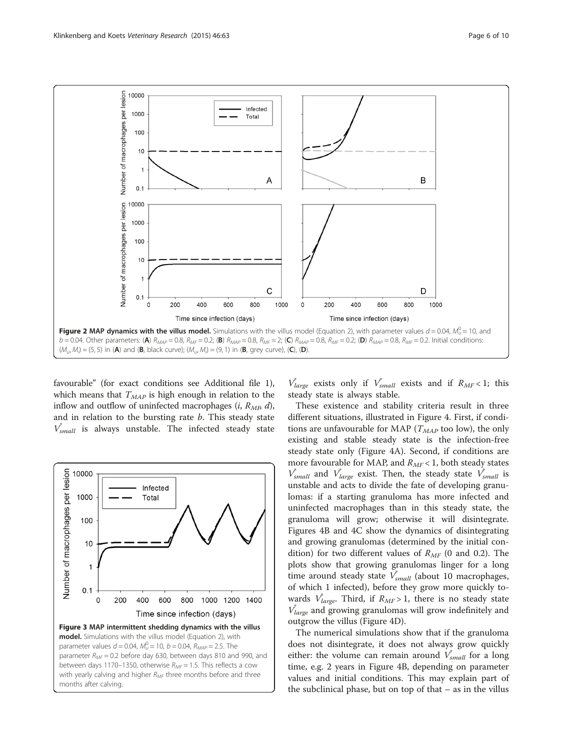**Figure 2 MAP dynamics with the villus model.** Simulations with the villus model (Equation 2), with parameter values $d = 0.04$, $M_u^0 = 10$, and $b = 0.04$. Other parameters: (**A**) $R_{MAP} = 0.8$, $R_{MF} = 0.2$; (**B**) $R_{MAP} = 0.8$, $R_{MF} = 2$; (**C**) $R_{MAP} = 0.8$, $R_{MF} = 0.2$; (**D**) $R_{MAP} = 0.8$, $R_{MF} = 0.2$. Initial conditions: $(M_u, M_i) = (5, 5)$ in (**A**) and (**B**, black curve); $(M_u, M_i) = (9, 1)$ in (**B**, grey curve), (**C**), (**D**).

favourable" (for exact conditions see Additional file 1), which means that $T_{MAP}$ is high enough in relation to the inflow and outflow of uninfected macrophages ($i$, $R_{MF}$, $d$), and in relation to the bursting rate $b$. This steady state $V^*_{small}$ is always unstable. The infected steady state $V^*_{large}$ exists only if $V^*_{small}$ exists and if $R_{MF} < 1$; this steady state is always stable.

**Figure 3 MAP intermittent shedding dynamics with the villus model.** Simulations with the villus model (Equation 2), with parameter values $d = 0.04$, $M_u^0 = 10$, $b = 0.04$, $R_{MAP} = 2.5$. The parameter $R_{MF} = 0.2$ before day 630, between days 810 and 990, and between days 1170–1350, otherwise $R_{MF} = 1.5$. This reflects a cow with yearly calving and higher $R_{MF}$ three months before and three months after calving.

These existence and stability criteria result in three different situations, illustrated in Figure 4. First, if conditions are unfavourable for MAP ($T_{MAP}$ too low), the only existing and stable steady state is the infection-free steady state only (Figure 4A). Second, if conditions are more favourable for MAP, and $R_{MF} < 1$, both steady states $V^*_{small}$ and $V^*_{large}$ exist. Then, the steady state $V^*_{small}$ is unstable and acts to divide the fate of developing granulomas: if a starting granuloma has more infected and uninfected macrophages than in this steady state, the granuloma will grow; otherwise it will disintegrate. Figures 4B and 4C show the dynamics of disintegrating and growing granulomas (determined by the initial condition) for two different values of $R_{MF}$ (0 and 0.2). The plots show that growing granulomas linger for a long time around steady state $V^*_{small}$ (about 10 macrophages, of which 1 infected), before they grow more quickly towards $V^*_{large}$. Third, if $R_{MF} > 1$, there is no steady state $V^*_{large}$ and growing granulomas will grow indefinitely and outgrow the villus (Figure 4D).

The numerical simulations show that if the granuloma does not disintegrate, it does not always grow quickly either: the volume can remain around $V^*_{small}$ for a long time, e.g. 2 years in Figure 4B, depending on parameter values and initial conditions. This may explain part of the subclinical phase, but on top of that – as in the villus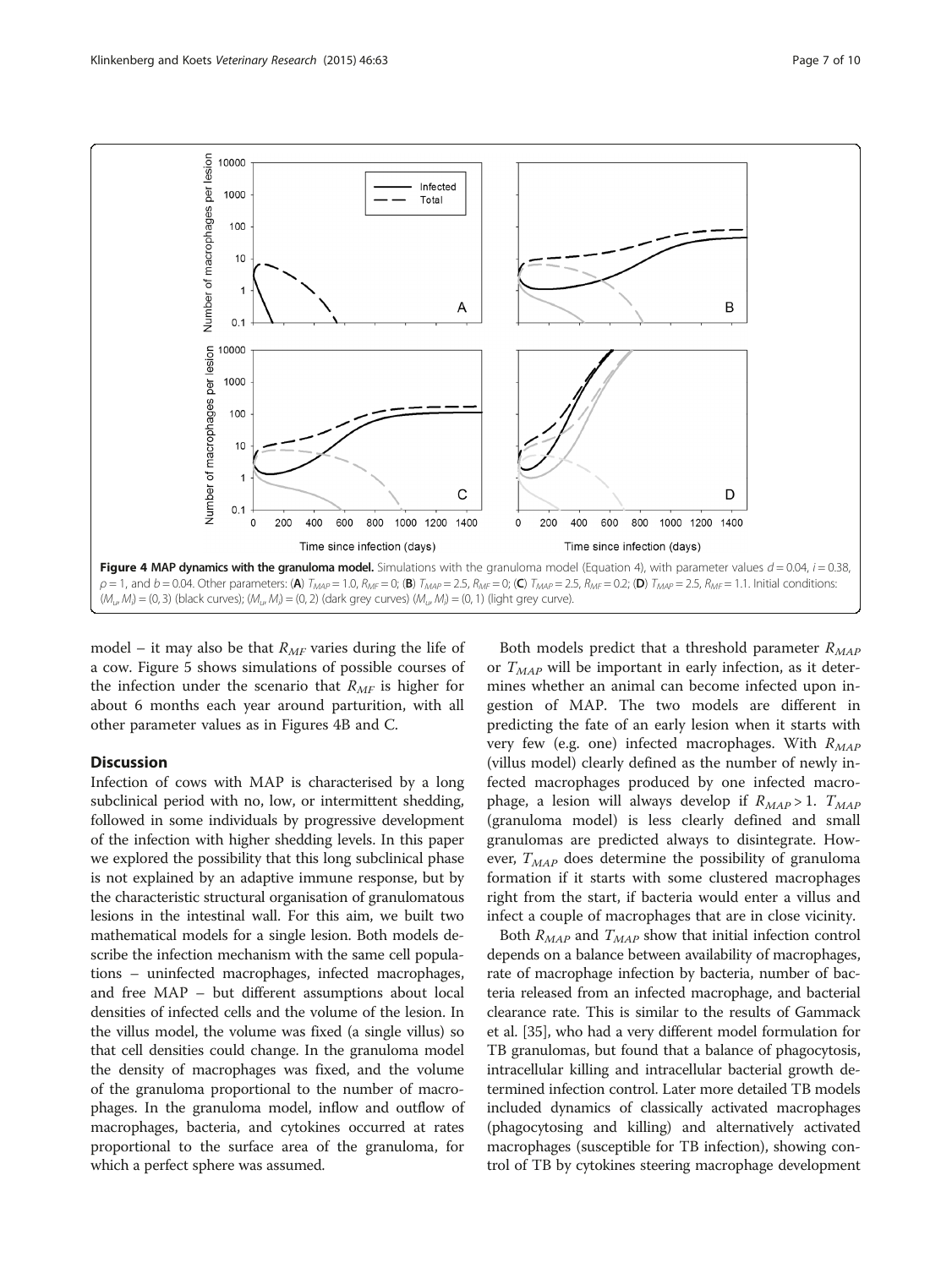**Figure 4 MAP dynamics with the granuloma model.** Simulations with the granuloma model (Equation 4), with parameter values $d = 0.04$, $i = 0.38$, $\rho = 1$, and $b = 0.04$. Other parameters: (**A**) $T_{MAP} = 1.0$, $R_{MF} = 0$; (**B**) $T_{MAP} = 2.5$, $R_{MF} = 0$; (**C**) $T_{MAP} = 2.5$, $R_{MF} = 0.2$; (**D**) $T_{MAP} = 2.5$, $R_{MF} = 1.1$. Initial conditions: $(M_u, M_i) = (0, 3)$ (black curves); $(M_u, M_i) = (0, 2)$ (dark grey curves) $(M_u, M_i) = (0, 1)$ (light grey curve).

model – it may also be that $R_{MF}$ varies during the life of a cow. Figure 5 shows simulations of possible courses of the infection under the scenario that $R_{MF}$ is higher for about 6 months each year around parturition, with all other parameter values as in Figures 4B and C.

## Discussion

Infection of cows with MAP is characterised by a long subclinical period with no, low, or intermittent shedding, followed in some individuals by progressive development of the infection with higher shedding levels. In this paper we explored the possibility that this long subclinical phase is not explained by an adaptive immune response, but by the characteristic structural organisation of granulomatous lesions in the intestinal wall. For this aim, we built two mathematical models for a single lesion. Both models describe the infection mechanism with the same cell populations – uninfected macrophages, infected macrophages, and free MAP – but different assumptions about local densities of infected cells and the volume of the lesion. In the villus model, the volume was fixed (a single villus) so that cell densities could change. In the granuloma model the density of macrophages was fixed, and the volume of the granuloma proportional to the number of macrophages. In the granuloma model, inflow and outflow of macrophages, bacteria, and cytokines occurred at rates proportional to the surface area of the granuloma, for which a perfect sphere was assumed.

Both models predict that a threshold parameter $R_{MAP}$ or $T_{MAP}$ will be important in early infection, as it determines whether an animal can become infected upon ingestion of MAP. The two models are different in predicting the fate of an early lesion when it starts with very few (e.g. one) infected macrophages. With $R_{MAP}$ (villus model) clearly defined as the number of newly infected macrophages produced by one infected macrophage, a lesion will always develop if $R_{MAP} > 1$. $T_{MAP}$ (granuloma model) is less clearly defined and small granulomas are predicted always to disintegrate. However, $T_{MAP}$ does determine the possibility of granuloma formation if it starts with some clustered macrophages right from the start, if bacteria would enter a villus and infect a couple of macrophages that are in close vicinity.

Both $R_{MAP}$ and $T_{MAP}$ show that initial infection control depends on a balance between availability of macrophages, rate of macrophage infection by bacteria, number of bacteria released from an infected macrophage, and bacterial clearance rate. This is similar to the results of Gammack et al. [35], who had a very different model formulation for TB granulomas, but found that a balance of phagocytosis, intracellular killing and intracellular bacterial growth determined infection control. Later more detailed TB models included dynamics of classically activated macrophages (phagocytosing and killing) and alternatively activated macrophages (susceptible for TB infection), showing control of TB by cytokines steering macrophage development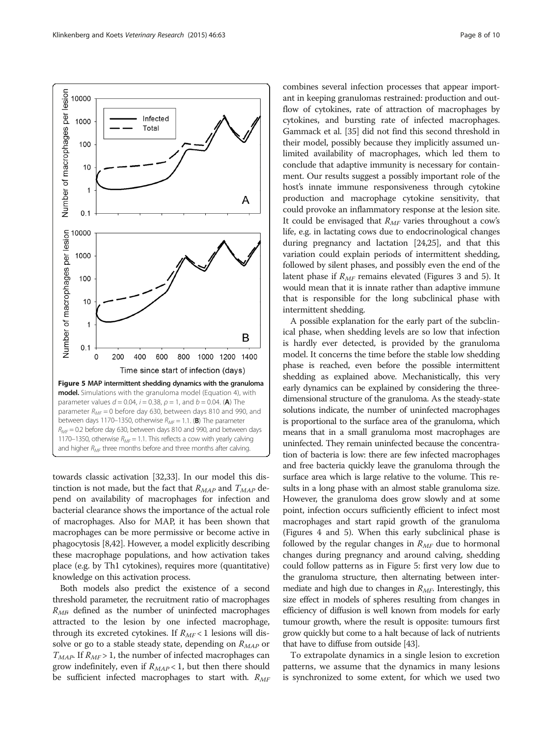**Figure 5 MAP intermittent shedding dynamics with the granuloma model.** Simulations with the granuloma model (Equation 4), with parameter values $d = 0.04$, $i = 0.38$, $\rho = 1$, and $b = 0.04$. (**A**) The parameter $R_{MF} = 0$ before day 630, between days 810 and 990, and between days 1170–1350, otherwise $R_{MF} = 1.1$. (**B**) The parameter $R_{MF} = 0.2$ before day 630, between days 810 and 990, and between days 1170–1350, otherwise $R_{MF} = 1.1$. This reflects a cow with yearly calving and higher $R_{MF}$ three months before and three months after calving.

towards classic activation [32,33]. In our model this distinction is not made, but the fact that $R_{MAP}$ and $T_{MAP}$ depend on availability of macrophages for infection and bacterial clearance shows the importance of the actual role of macrophages. Also for MAP, it has been shown that macrophages can be more permissive or become active in phagocytosis [8,42]. However, a model explicitly describing these macrophage populations, and how activation takes place (e.g. by Th1 cytokines), requires more (quantitative) knowledge on this activation process.

Both models also predict the existence of a second threshold parameter, the recruitment ratio of macrophages $R_{MF}$, defined as the number of uninfected macrophages attracted to the lesion by one infected macrophage, through its excreted cytokines. If $R_{MF} < 1$ lesions will dissolve or go to a stable steady state, depending on $R_{MAP}$ or $T_{MAP}$. If $R_{MF} > 1$, the number of infected macrophages can grow indefinitely, even if $R_{MAP} < 1$, but then there should be sufficient infected macrophages to start with. $R_{MF}$ combines several infection processes that appear important in keeping granulomas restrained: production and outflow of cytokines, rate of attraction of macrophages by cytokines, and bursting rate of infected macrophages. Gammack et al. [35] did not find this second threshold in their model, possibly because they implicitly assumed unlimited availability of macrophages, which led them to conclude that adaptive immunity is necessary for containment. Our results suggest a possibly important role of the host's innate immune responsiveness through cytokine production and macrophage cytokine sensitivity, that could provoke an inflammatory response at the lesion site. It could be envisaged that $R_{MF}$ varies throughout a cow's life, e.g. in lactating cows due to endocrinological changes during pregnancy and lactation [24,25], and that this variation could explain periods of intermittent shedding, followed by silent phases, and possibly even the end of the latent phase if $R_{MF}$ remains elevated (Figures 3 and 5). It would mean that it is innate rather than adaptive immune that is responsible for the long subclinical phase with intermittent shedding.

A possible explanation for the early part of the subclinical phase, when shedding levels are so low that infection is hardly ever detected, is provided by the granuloma model. It concerns the time before the stable low shedding phase is reached, even before the possible intermittent shedding as explained above. Mechanistically, this very early dynamics can be explained by considering the three-dimensional structure of the granuloma. As the steady-state solutions indicate, the number of uninfected macrophages is proportional to the surface area of the granuloma, which means that in a small granuloma most macrophages are uninfected. They remain uninfected because the concentration of bacteria is low: there are few infected macrophages and free bacteria quickly leave the granuloma through the surface area which is large relative to the volume. This results in a long phase with an almost stable granuloma size. However, the granuloma does grow slowly and at some point, infection occurs sufficiently efficient to infect most macrophages and start rapid growth of the granuloma (Figures 4 and 5). When this early subclinical phase is followed by the regular changes in $R_{MF}$ due to hormonal changes during pregnancy and around calving, shedding could follow patterns as in Figure 5: first very low due to the granuloma structure, then alternating between intermediate and high due to changes in $R_{MF}$. Interestingly, this size effect in models of spheres resulting from changes in efficiency of diffusion is well known from models for early tumour growth, where the result is opposite: tumours first grow quickly but come to a halt because of lack of nutrients that have to diffuse from outside [43].

To extrapolate dynamics in a single lesion to excretion patterns, we assume that the dynamics in many lesions is synchronized to some extent, for which we used two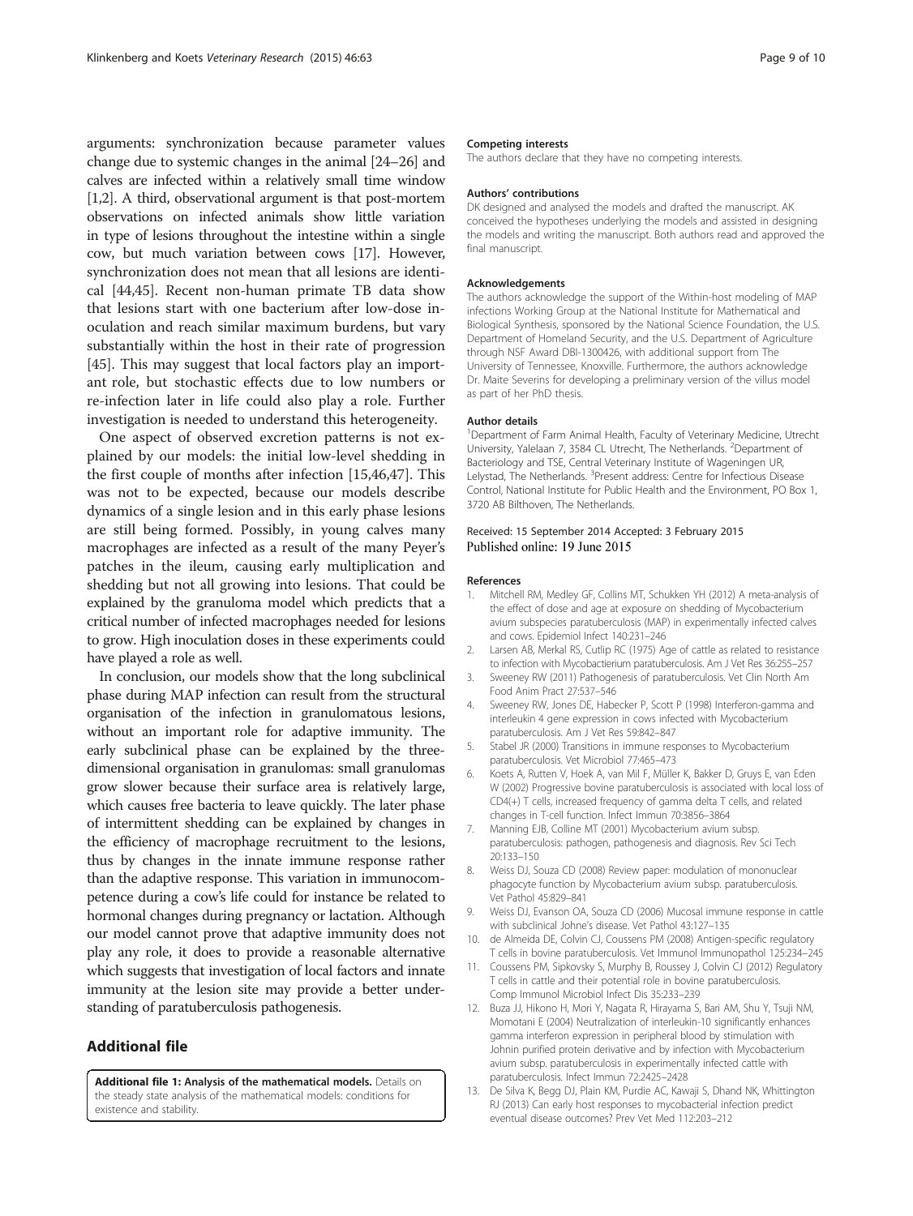arguments: synchronization because parameter values change due to systemic changes in the animal [24–26] and calves are infected within a relatively small time window [1,2]. A third, observational argument is that post-mortem observations on infected animals show little variation in type of lesions throughout the intestine within a single cow, but much variation between cows [17]. However, synchronization does not mean that all lesions are identical [44,45]. Recent non-human primate TB data show that lesions start with one bacterium after low-dose inoculation and reach similar maximum burdens, but vary substantially within the host in their rate of progression [45]. This may suggest that local factors play an important role, but stochastic effects due to low numbers or re-infection later in life could also play a role. Further investigation is needed to understand this heterogeneity.

One aspect of observed excretion patterns is not explained by our models: the initial low-level shedding in the first couple of months after infection [15,46,47]. This was not to be expected, because our models describe dynamics of a single lesion and in this early phase lesions are still being formed. Possibly, in young calves many macrophages are infected as a result of the many Peyer's patches in the ileum, causing early multiplication and shedding but not all growing into lesions. That could be explained by the granuloma model which predicts that a critical number of infected macrophages needed for lesions to grow. High inoculation doses in these experiments could have played a role as well.

In conclusion, our models show that the long subclinical phase during MAP infection can result from the structural organisation of the infection in granulomatous lesions, without an important role for adaptive immunity. The early subclinical phase can be explained by the three-dimensional organisation in granulomas: small granulomas grow slower because their surface area is relatively large, which causes free bacteria to leave quickly. The later phase of intermittent shedding can be explained by changes in the efficiency of macrophage recruitment to the lesions, thus by changes in the innate immune response rather than the adaptive response. This variation in immunocompetence during a cow's life could for instance be related to hormonal changes during pregnancy or lactation. Although our model cannot prove that adaptive immunity does not play any role, it does to provide a reasonable alternative which suggests that investigation of local factors and innate immunity at the lesion site may provide a better understanding of paratuberculosis pathogenesis.

## Additional file

**Additional file 1: Analysis of the mathematical models.** Details on the steady state analysis of the mathematical models: conditions for existence and stability.

#### Competing interests
The authors declare that they have no competing interests.

#### Authors' contributions
DK designed and analysed the models and drafted the manuscript. AK conceived the hypotheses underlying the models and assisted in designing the models and writing the manuscript. Both authors read and approved the final manuscript.

#### Acknowledgements
The authors acknowledge the support of the Within-host modeling of MAP infections Working Group at the National Institute for Mathematical and Biological Synthesis, sponsored by the National Science Foundation, the U.S. Department of Homeland Security, and the U.S. Department of Agriculture through NSF Award DBI-1300426, with additional support from The University of Tennessee, Knoxville. Furthermore, the authors acknowledge Dr. Maite Severins for developing a preliminary version of the villus model as part of her PhD thesis.

#### Author details
[1]Department of Farm Animal Health, Faculty of Veterinary Medicine, Utrecht University, Yalelaan 7, 3584 CL Utrecht, The Netherlands. [2]Department of Bacteriology and TSE, Central Veterinary Institute of Wageningen UR, Lelystad, The Netherlands. [3]Present address: Centre for Infectious Disease Control, National Institute for Public Health and the Environment, PO Box 1, 3720 AB Bilthoven, The Netherlands.

Received: 15 September 2014 Accepted: 3 February 2015
Published online: 19 June 2015

#### References

1. Mitchell RM, Medley GF, Collins MT, Schukken YH (2012) A meta-analysis of the effect of dose and age at exposure on shedding of Mycobacterium avium subspecies paratuberculosis (MAP) in experimentally infected calves and cows. Epidemiol Infect 140:231–246
2. Larsen AB, Merkal RS, Cutlip RC (1975) Age of cattle as related to resistance to infection with Mycobactierium paratuberculosis. Am J Vet Res 36:255–257
3. Sweeney RW (2011) Pathogenesis of paratuberculosis. Vet Clin North Am Food Anim Pract 27:537–546
4. Sweeney RW, Jones DE, Habecker P, Scott P (1998) Interferon-gamma and interleukin 4 gene expression in cows infected with Mycobacterium paratuberculosis. Am J Vet Res 59:842–847
5. Stabel JR (2000) Transitions in immune responses to Mycobacterium paratuberculosis. Vet Microbiol 77:465–473
6. Koets A, Rutten V, Hoek A, van Mil F, Müller K, Bakker D, Gruys E, van Eden W (2002) Progressive bovine paratuberculosis is associated with local loss of CD4(+) T cells, increased frequency of gamma delta T cells, and related changes in T-cell function. Infect Immun 70:3856–3864
7. Manning EJB, Colline MT (2001) Mycobacterium avium subsp. paratuberculosis: pathogen, pathogenesis and diagnosis. Rev Sci Tech 20:133–150
8. Weiss DJ, Souza CD (2008) Review paper: modulation of mononuclear phagocyte function by Mycobacterium avium subsp. paratuberculosis. Vet Pathol 45:829–841
9. Weiss DJ, Evanson OA, Souza CD (2006) Mucosal immune response in cattle with subclinical Johne's disease. Vet Pathol 43:127–135
10. de Almeida DE, Colvin CJ, Coussens PM (2008) Antigen-specific regulatory T cells in bovine paratuberculosis. Vet Immunol Immunopathol 125:234–245
11. Coussens PM, Sipkovsky S, Murphy B, Roussey J, Colvin CJ (2012) Regulatory T cells in cattle and their potential role in bovine paratuberculosis. Comp Immunol Microbiol Infect Dis 35:233–239
12. Buza JJ, Hikono H, Mori Y, Nagata R, Hirayama S, Bari AM, Shu Y, Tsuji NM, Momotani E (2004) Neutralization of interleukin-10 significantly enhances gamma interferon expression in peripheral blood by stimulation with Johnin purified protein derivative and by infection with Mycobacterium avium subsp. paratuberculosis in experimentally infected cattle with paratuberculosis. Infect Immun 72:2425–2428
13. De Silva K, Begg DJ, Plain KM, Purdie AC, Kawaji S, Dhand NK, Whittington RJ (2013) Can early host responses to mycobacterial infection predict eventual disease outcomes? Prev Vet Med 112:203–212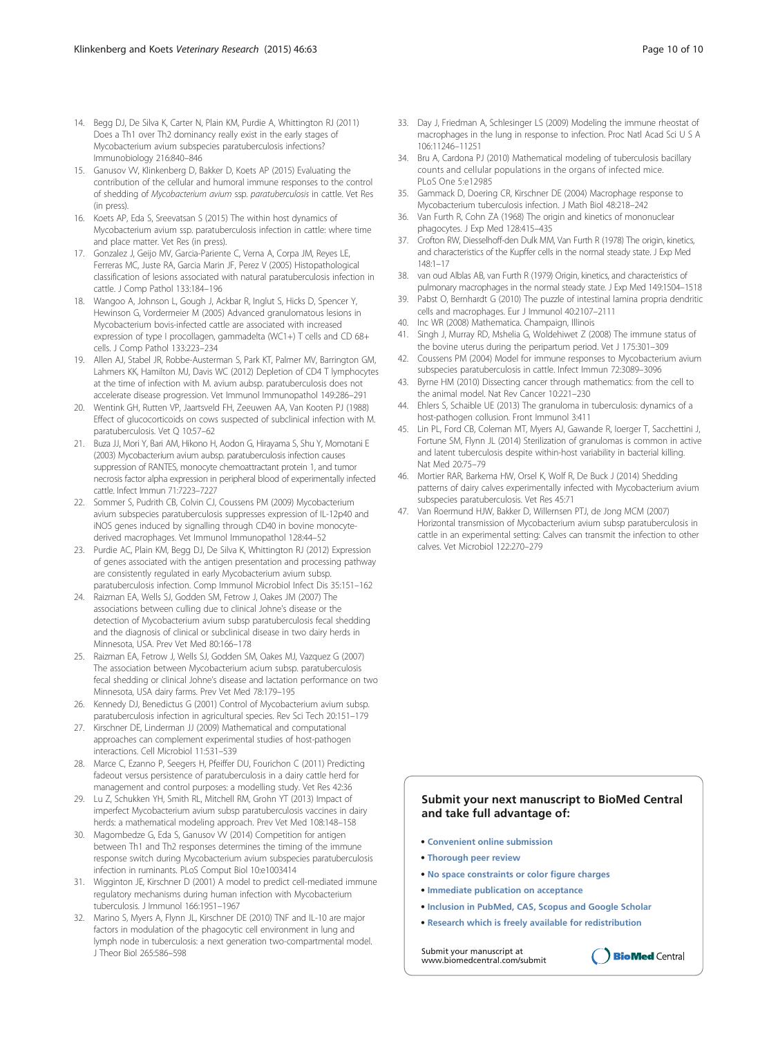14. Begg DJ, De Silva K, Carter N, Plain KM, Purdie A, Whittington RJ (2011) Does a Th1 over Th2 dominancy really exist in the early stages of Mycobacterium avium subspecies paratuberculosis infections? Immunobiology 216:840–846
15. Ganusov VV, Klinkenberg D, Bakker D, Koets AP (2015) Evaluating the contribution of the cellular and humoral immune responses to the control of shedding of *Mycobacterium avium* ssp. *paratuberculosis* in cattle. Vet Res (in press).
16. Koets AP, Eda S, Sreevatsan S (2015) The within host dynamics of Mycobacterium avium ssp. paratuberculosis infection in cattle: where time and place matter. Vet Res (in press).
17. Gonzalez J, Geijo MV, Garcia-Pariente C, Verna A, Corpa JM, Reyes LE, Ferreras MC, Juste RA, Garcia Marin JF, Perez V (2005) Histopathological classification of lesions associated with natural paratuberculosis infection in cattle. J Comp Pathol 133:184–196
18. Wangoo A, Johnson L, Gough J, Ackbar R, Inglut S, Hicks D, Spencer Y, Hewinson G, Vordermeier M (2005) Advanced granulomatous lesions in Mycobacterium bovis-infected cattle are associated with increased expression of type I procollagen, gammadelta (WC1+) T cells and CD 68+ cells. J Comp Pathol 133:223–234
19. Allen AJ, Stabel JR, Robbe-Austerman S, Park KT, Palmer MV, Barrington GM, Lahmers KK, Hamilton MJ, Davis WC (2012) Depletion of CD4 T lymphocytes at the time of infection with M. avium subsp. paratuberculosis does not accelerate disease progression. Vet Immunol Immunopathol 149:286–291
20. Wentink GH, Rutten VP, Jaartsveld FH, Zeeuwen AA, Van Kooten PJ (1988) Effect of glucocorticoids on cows suspected of subclinical infection with M. paratuberculosis. Vet Q 10:57–62
21. Buza JJ, Mori Y, Bari AM, Hikono H, Aodon G, Hirayama S, Shu Y, Momotani E (2003) Mycobacterium avium subsp. paratuberculosis infection causes suppression of RANTES, monocyte chemoattractant protein 1, and tumor necrosis factor alpha expression in peripheral blood of experimentally infected cattle. Infect Immun 71:7223–7227
22. Sommer S, Pudrith CB, Colvin CJ, Coussens PM (2009) Mycobacterium avium subspecies paratuberculosis suppresses expression of IL-12p40 and iNOS genes induced by signalling through CD40 in bovine monocyte-derived macrophages. Vet Immunol Immunopathol 128:44–52
23. Purdie AC, Plain KM, Begg DJ, De Silva K, Whittington RJ (2012) Expression of genes associated with the antigen presentation and processing pathway are consistently regulated in early Mycobacterium avium subsp. paratuberculosis infection. Comp Immunol Microbiol Infect Dis 35:151–162
24. Raizman EA, Wells SJ, Godden SM, Fetrow J, Oakes JM (2007) The associations between culling due to clinical Johne's disease or the detection of Mycobacterium avium subsp paratuberculosis fecal shedding and the diagnosis of clinical or subclinical disease in two dairy herds in Minnesota, USA. Prev Vet Med 80:166–178
25. Raizman EA, Fetrow J, Wells SJ, Godden SM, Oakes MJ, Vazquez G (2007) The association between Mycobacterium acium subsp. paratuberculosis fecal shedding or clinical Johne's disease and lactation performance on two Minnesota, USA dairy farms. Prev Vet Med 78:179–195
26. Kennedy DJ, Benedictus G (2001) Control of Mycobacterium avium subsp. paratuberculosis infection in agricultural species. Rev Sci Tech 20:151–179
27. Kirschner DE, Linderman JJ (2009) Mathematical and computational approaches can complement experimental studies of host-pathogen interactions. Cell Microbiol 11:531–539
28. Marce C, Ezanno P, Seegers H, Pfeiffer DU, Fourichon C (2011) Predicting fadeout versus persistence of paratuberculosis in a dairy cattle herd for management and control purposes: a modelling study. Vet Res 42:36
29. Lu Z, Schukken YH, Smith RL, Mitchell RM, Grohn YT (2013) Impact of imperfect Mycobacterium avium subsp paratuberculosis vaccines in dairy herds: a mathematical modeling approach. Prev Vet Med 108:148–158
30. Magombedze G, Eda S, Ganusov VV (2014) Competition for antigen between Th1 and Th2 responses determines the timing of the immune response switch during Mycobaterium avium subspecies paratuberculosis infection in ruminants. PLoS Comput Biol 10:e1003414
31. Wigginton JE, Kirschner D (2001) A model to predict cell-mediated immune regulatory mechanisms during human infection with Mycobacterium tuberculosis. J Immunol 166:1951–1967
32. Marino S, Myers A, Flynn JL, Kirschner DE (2010) TNF and IL-10 are major factors in modulation of the phagocytic cell environment in lung and lymph node in tuberculosis: a next generation two-compartmental model. J Theor Biol 265:586–598
33. Day J, Friedman A, Schlesinger LS (2009) Modeling the immune rheostat of macrophages in the lung in response to infection. Proc Natl Acad Sci U S A 106:11246–11251
34. Bru A, Cardona PJ (2010) Mathematical modeling of tuberculosis bacillary counts and cellular populations in the organs of infected mice. PLoS One 5:e12985
35. Gammack D, Doering CR, Kirschner DE (2004) Macrophage response to Mycobacterium tuberculosis infection. J Math Biol 48:218–242
36. Van Furth R, Cohn ZA (1968) The origin and kinetics of mononuclear phagocytes. J Exp Med 128:415–435
37. Crofton RW, Diesselhoff-den Dulk MM, Van Furth R (1978) The origin, kinetics, and characteristics of the Kupffer cells in the normal steady state. J Exp Med 148:1–17
38. van oud Alblas AB, van Furth R (1979) Origin, kinetics, and characteristics of pulmonary macrophages in the normal steady state. J Exp Med 149:1504–1518
39. Pabst O, Bernhardt G (2010) The puzzle of intestinal lamina propria dendritic cells and macrophages. Eur J Immunol 40:2107–2111
40. Inc WR (2008) Mathematica. Champaign, Illinois
41. Singh J, Murray RD, Mshelia G, Woldehiwet Z (2008) The immune status of the bovine uterus during the peripartum period. Vet J 175:301–309
42. Coussens PM (2004) Model for immune responses to Mycobacterium avium subspecies paratuberculosis in cattle. Infect Immun 72:3089–3096
43. Byrne HM (2010) Dissecting cancer through mathematics: from the cell to the animal model. Nat Rev Cancer 10:221–230
44. Ehlers S, Schaible UE (2013) The granuloma in tuberculosis: dynamics of a host-pathogen collusion. Front Immunol 3:411
45. Lin PL, Ford CB, Coleman MT, Myers AJ, Gawande R, Ioerger T, Sacchettini J, Fortune SM, Flynn JL (2014) Sterilization of granulomas is common in active and latent tuberculosis despite within-host variability in bacterial killing. Nat Med 20:75–79
46. Mortier RAR, Barkema HW, Orsel K, Wolf R, De Buck J (2014) Shedding patterns of dairy calves experimentally infected with Mycobacterium avium subspecies paratuberculosis. Vet Res 45:71
47. Van Roermund HJW, Bakker D, Willemsen PTJ, de Jong MCM (2007) Horizontal transmission of Mycobacterium avium subsp paratuberculosis in cattle in an experimental setting: Calves can transmit the infection to other calves. Vet Microbiol 122:270–279

**Submit your next manuscript to BioMed Central and take full advantage of:**

- **Convenient online submission**
- **Thorough peer review**
- **No space constraints or color figure charges**
- **Immediate publication on acceptance**
- **Inclusion in PubMed, CAS, Scopus and Google Scholar**
- **Research which is freely available for redistribution**

Submit your manuscript at
www.biomedcentral.com/submit

BioMed Central